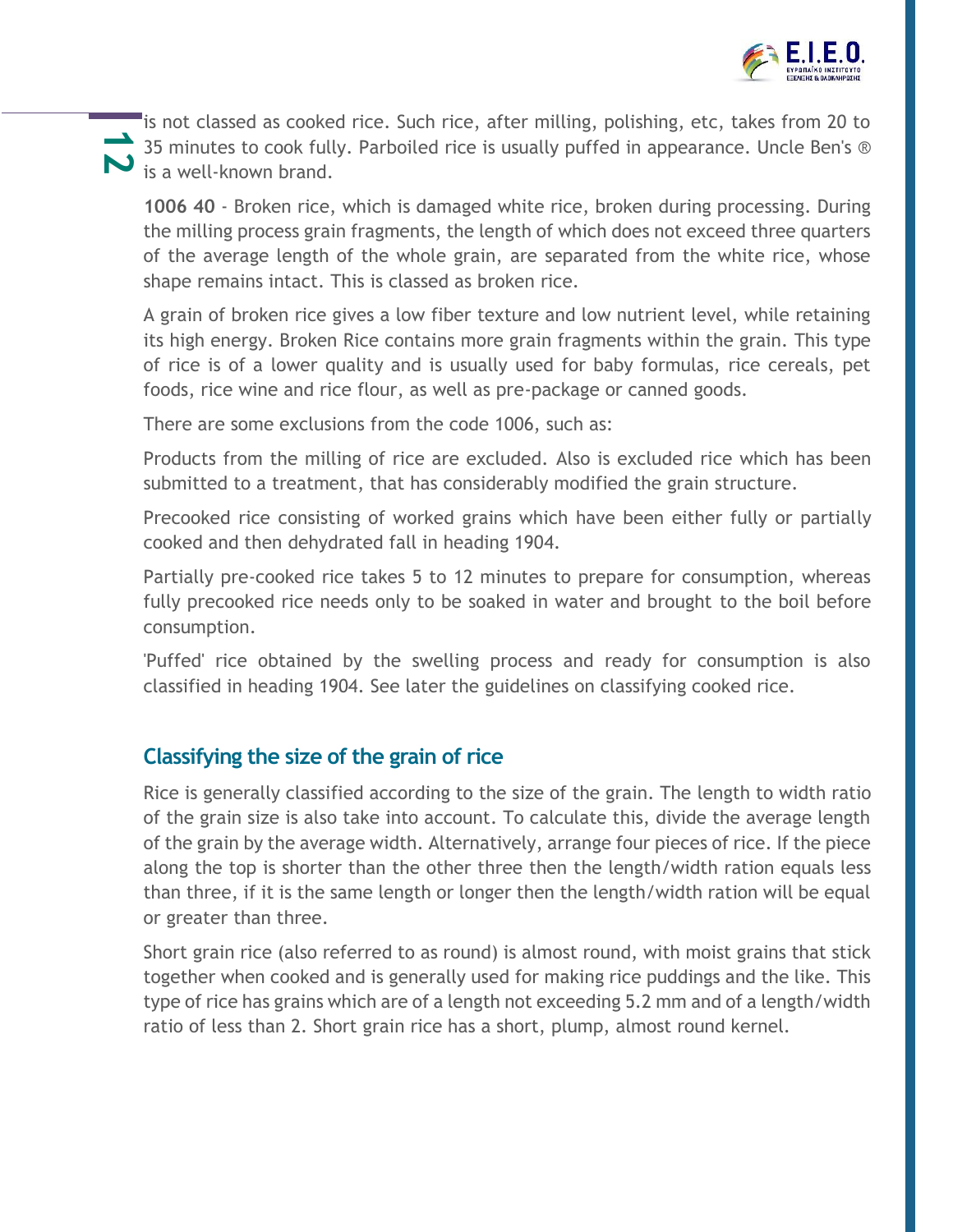is not classed as cooked rice. Such rice, after milling, polishing, etc, takes from 20 to 35 minutes to cook fully. Parboiled rice is usually puffed in appearance. Uncle Ben's ® is a well-known brand.

**1006 40** - Broken rice, which is damaged white rice, broken during processing. During the milling process grain fragments, the length of which does not exceed three quarters of the average length of the whole grain, are separated from the white rice, whose shape remains intact. This is classed as broken rice.

A grain of broken rice gives a low fiber texture and low nutrient level, while retaining its high energy. Broken Rice contains more grain fragments within the grain. This type of rice is of a lower quality and is usually used for baby formulas, rice cereals, pet foods, rice wine and rice flour, as well as pre-package or canned goods.

There are some exclusions from the code 1006, such as:

Products from the milling of rice are excluded. Also is excluded rice which has been submitted to a treatment, that has considerably modified the grain structure.

Precooked rice consisting of worked grains which have been either fully or partially cooked and then dehydrated fall in heading 1904.

Partially pre-cooked rice takes 5 to 12 minutes to prepare for consumption, whereas fully precooked rice needs only to be soaked in water and brought to the boil before consumption.

'Puffed' rice obtained by the swelling process and ready for consumption is also classified in heading 1904. See later the guidelines on classifying cooked rice.

## Classifying the size of the grain of rice

Rice is generally classified according to the size of the grain. The length to width ratio of the grain size is also take into account. To calculate this, divide the average length of the grain by the average width. Alternatively, arrange four pieces of rice. If the piece along the top is shorter than the other three then the length/width ration equals less than three, if it is the same length or longer then the length/width ration will be equal or greater than three.

Short grain rice (also referred to as round) is almost round, with moist grains that stick together when cooked and is generally used for making rice puddings and the like. This type of rice has grains which are of a length not exceeding 5.2 mm and of a length/width ratio of less than 2. Short grain rice has a short, plump, almost round kernel.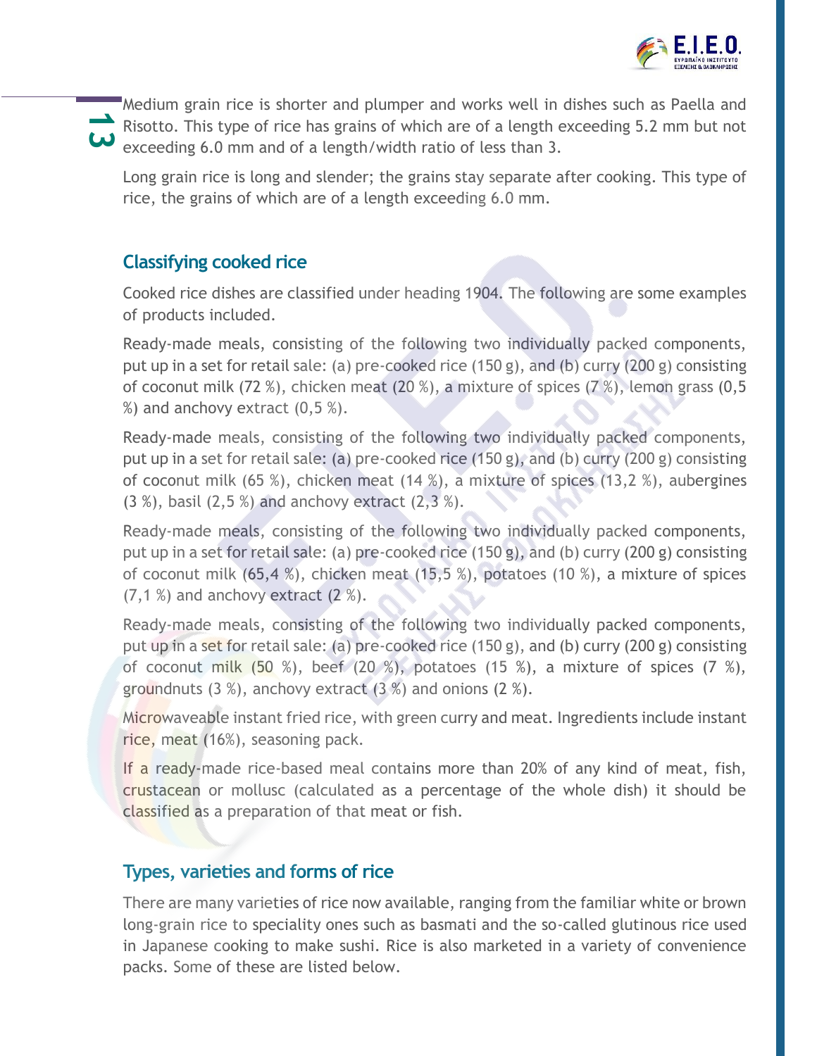Medium grain rice is shorter and plumper and works well in dishes such as Paella and Risotto. This type of rice has grains of which are of a length exceeding 5.2 mm but not exceeding 6.0 mm and of a length/width ratio of less than 3.

Long grain rice is long and slender; the grains stay separate after cooking. This type of rice, the grains of which are of a length exceeding 6.0 mm.

## Classifying cooked rice

Cooked rice dishes are classified under heading 1904. The following are some examples of products included.

Ready-made meals, consisting of the following two individually packed components, put up in a set for retail sale: (a) pre-cooked rice (150 g), and (b) curry (200 g) consisting of coconut milk (72 %), chicken meat (20 %), a mixture of spices (7 %), lemon grass (0,5 %) and anchovy extract (0,5 %).

Ready-made meals, consisting of the following two individually packed components, put up in a set for retail sale: (a) pre-cooked rice (150 g), and (b) curry (200 g) consisting of coconut milk (65 %), chicken meat (14 %), a mixture of spices (13,2 %), aubergines (3 %), basil (2,5 %) and anchovy extract (2,3 %).

Ready-made meals, consisting of the following two individually packed components, put up in a set for retail sale: (a) pre-cooked rice (150 g), and (b) curry (200 g) consisting of coconut milk (65,4 %), chicken meat (15,5 %), potatoes (10 %), a mixture of spices (7,1 %) and anchovy extract (2 %).

Ready-made meals, consisting of the following two individually packed components, put up in a set for retail sale: (a) pre-cooked rice (150 g), and (b) curry (200 g) consisting of coconut milk (50 %), beef (20 %), potatoes (15 %), a mixture of spices (7 %), groundnuts (3 %), anchovy extract (3 %) and onions (2 %).

Microwaveable instant fried rice, with green curry and meat. Ingredients include instant rice, meat (16%), seasoning pack.

If a ready-made rice-based meal contains more than 20% of any kind of meat, fish, crustacean or mollusc (calculated as a percentage of the whole dish) it should be classified as a preparation of that meat or fish.

## Types, varieties and forms of rice

There are many varieties of rice now available, ranging from the familiar white or brown long-grain rice to speciality ones such as basmati and the so-called glutinous rice used in Japanese cooking to make sushi. Rice is also marketed in a variety of convenience packs. Some of these are listed below.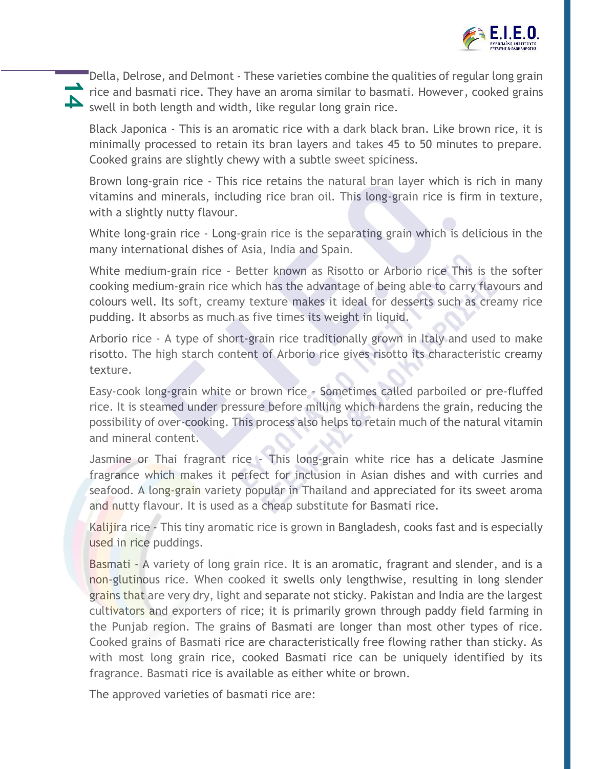Della, Delrose, and Delmont - These varieties combine the qualities of regular long grain rice and basmati rice. They have an aroma similar to basmati. However, cooked grains swell in both length and width, like regular long grain rice.

Black Japonica - This is an aromatic rice with a dark black bran. Like brown rice, it is minimally processed to retain its bran layers and takes 45 to 50 minutes to prepare. Cooked grains are slightly chewy with a subtle sweet spiciness.

Brown long-grain rice - This rice retains the natural bran layer which is rich in many vitamins and minerals, including rice bran oil. This long-grain rice is firm in texture, with a slightly nutty flavour.

White long-grain rice - Long-grain rice is the separating grain which is delicious in the many international dishes of Asia, India and Spain.

White medium-grain rice - Better known as Risotto or Arborio rice This is the softer cooking medium-grain rice which has the advantage of being able to carry flavours and colours well. Its soft, creamy texture makes it ideal for desserts such as creamy rice pudding. It absorbs as much as five times its weight in liquid.

Arborio rice - A type of short-grain rice traditionally grown in Italy and used to make risotto. The high starch content of Arborio rice gives risotto its characteristic creamy texture.

Easy-cook long-grain white or brown rice - Sometimes called parboiled or pre-fluffed rice. It is steamed under pressure before milling which hardens the grain, reducing the possibility of over-cooking. This process also helps to retain much of the natural vitamin and mineral content.

Jasmine or Thai fragrant rice - This long-grain white rice has a delicate Jasmine fragrance which makes it perfect for inclusion in Asian dishes and with curries and seafood. A long-grain variety popular in Thailand and appreciated for its sweet aroma and nutty flavour. It is used as a cheap substitute for Basmati rice.

Kalijira rice - This tiny aromatic rice is grown in Bangladesh, cooks fast and is especially used in rice puddings.

Basmati - A variety of long grain rice. It is an aromatic, fragrant and slender, and is a non-glutinous rice. When cooked it swells only lengthwise, resulting in long slender grains that are very dry, light and separate not sticky. Pakistan and India are the largest cultivators and exporters of rice; it is primarily grown through paddy field farming in the Punjab region. The grains of Basmati are longer than most other types of rice. Cooked grains of Basmati rice are characteristically free flowing rather than sticky. As with most long grain rice, cooked Basmati rice can be uniquely identified by its fragrance. Basmati rice is available as either white or brown.

The approved varieties of basmati rice are: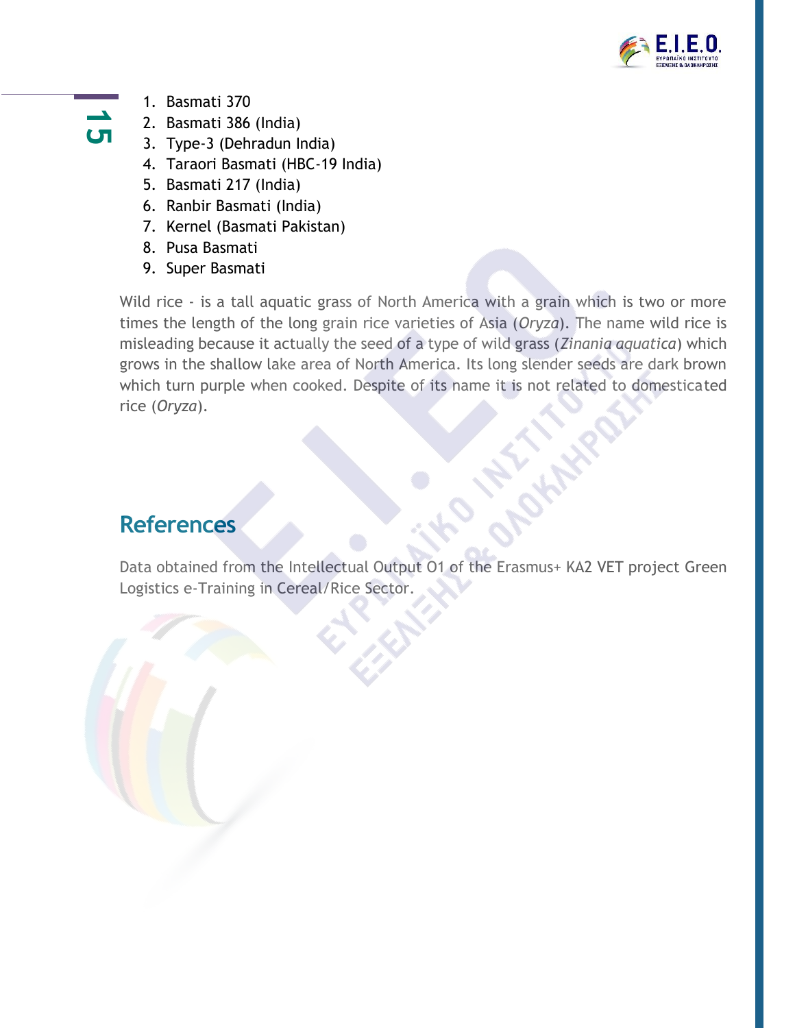1. Basmati 370
2. Basmati 386 (India)
3. Type-3 (Dehradun India)
4. Taraori Basmati (HBC-19 India)
5. Basmati 217 (India)
6. Ranbir Basmati (India)
7. Kernel (Basmati Pakistan)
8. Pusa Basmati
9. Super Basmati

Wild rice - is a tall aquatic grass of North America with a grain which is two or more times the length of the long grain rice varieties of Asia (*Oryza*). The name wild rice is misleading because it actually the seed of a type of wild grass (*Zinania aquatica*) which grows in the shallow lake area of North America. Its long slender seeds are dark brown which turn purple when cooked. Despite of its name it is not related to domesticated rice (*Oryza*).

## References

Data obtained from the Intellectual Output O1 of the Erasmus+ KA2 VET project Green Logistics e-Training in Cereal/Rice Sector.